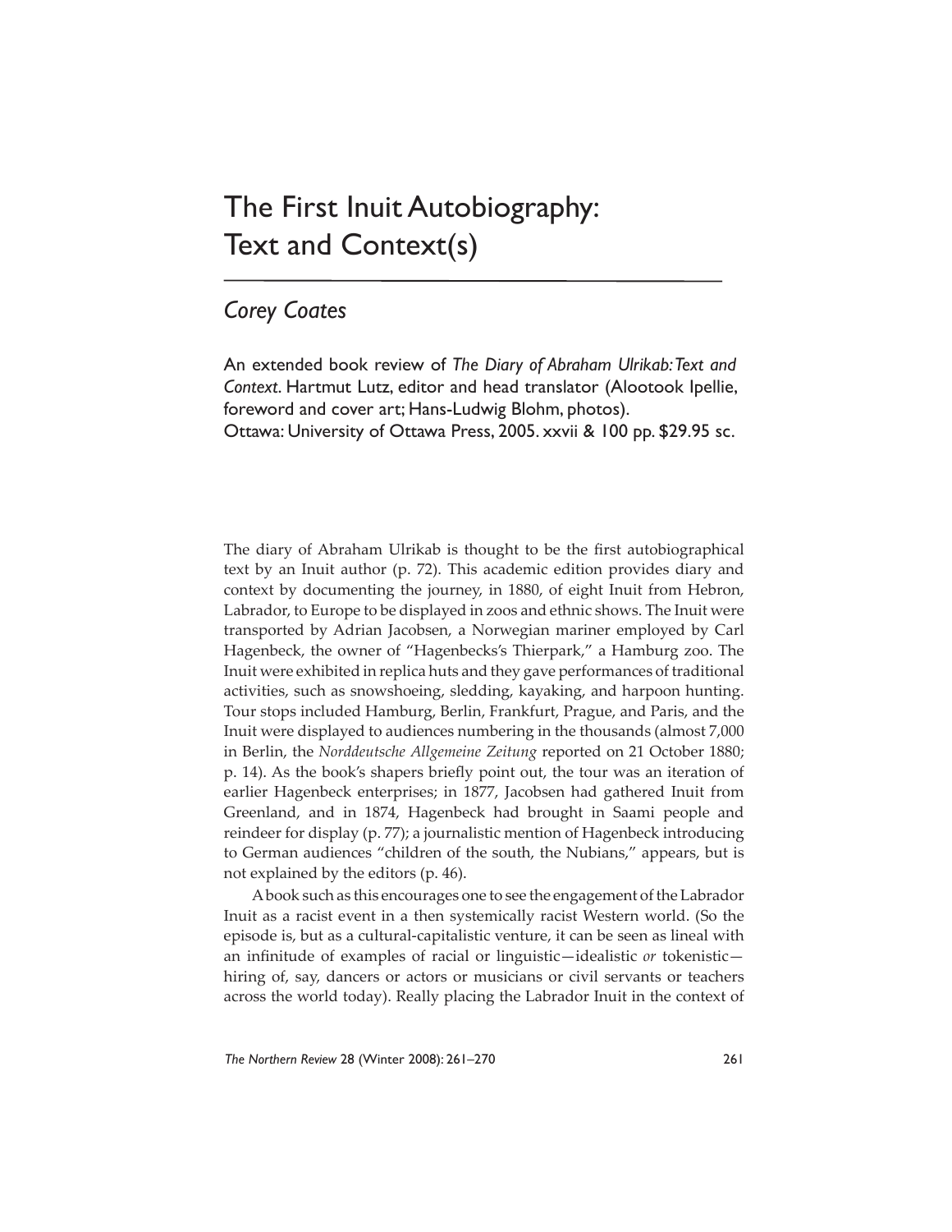# The First Inuit Autobiography: Text and Context(s)

*Corey Coates*

An extended book review of *The Diary of Abraham Ulrikab: Text and Context*. Hartmut Lutz, editor and head translator (Alootook Ipellie, foreword and cover art; Hans-Ludwig Blohm, photos).
Ottawa: University of Ottawa Press, 2005. xxvii & 100 pp. $29.95 sc.

The diary of Abraham Ulrikab is thought to be the first autobiographical text by an Inuit author (p. 72). This academic edition provides diary and context by documenting the journey, in 1880, of eight Inuit from Hebron, Labrador, to Europe to be displayed in zoos and ethnic shows. The Inuit were transported by Adrian Jacobsen, a Norwegian mariner employed by Carl Hagenbeck, the owner of "Hagenbecks's Thierpark," a Hamburg zoo. The Inuit were exhibited in replica huts and they gave performances of traditional activities, such as snowshoeing, sledding, kayaking, and harpoon hunting. Tour stops included Hamburg, Berlin, Frankfurt, Prague, and Paris, and the Inuit were displayed to audiences numbering in the thousands (almost 7,000 in Berlin, the *Norddeutsche Allgemeine Zeitung* reported on 21 October 1880; p. 14). As the book's shapers briefly point out, the tour was an iteration of earlier Hagenbeck enterprises; in 1877, Jacobsen had gathered Inuit from Greenland, and in 1874, Hagenbeck had brought in Saami people and reindeer for display (p. 77); a journalistic mention of Hagenbeck introducing to German audiences "children of the south, the Nubians," appears, but is not explained by the editors (p. 46).

A book such as this encourages one to see the engagement of the Labrador Inuit as a racist event in a then systemically racist Western world. (So the episode is, but as a cultural-capitalistic venture, it can be seen as lineal with an infinitude of examples of racial or linguistic—idealistic *or* tokenistic—hiring of, say, dancers or actors or musicians or civil servants or teachers across the world today). Really placing the Labrador Inuit in the context of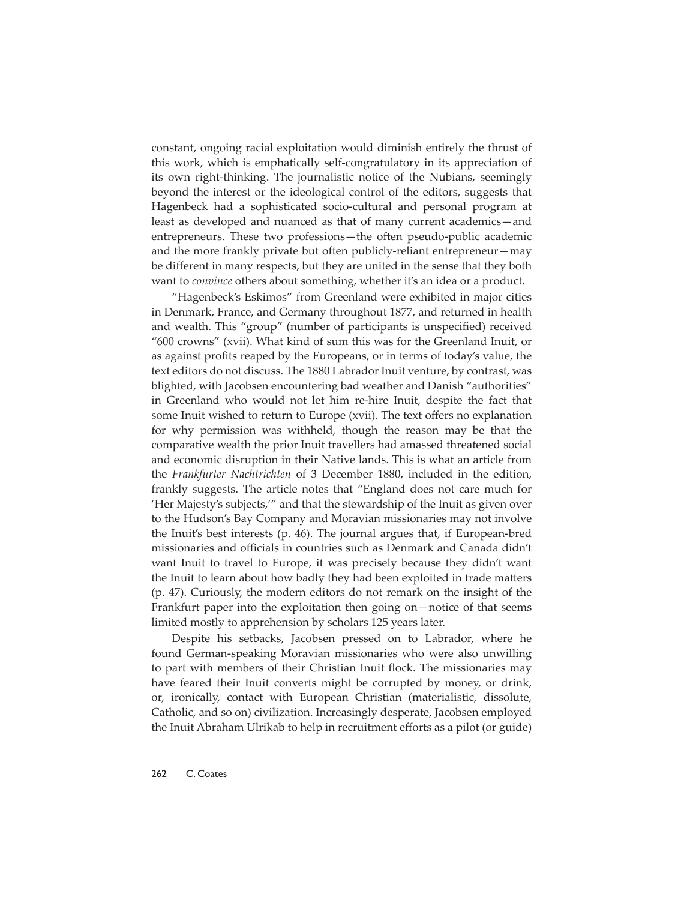constant, ongoing racial exploitation would diminish entirely the thrust of this work, which is emphatically self-congratulatory in its appreciation of its own right-thinking. The journalistic notice of the Nubians, seemingly beyond the interest or the ideological control of the editors, suggests that Hagenbeck had a sophisticated socio-cultural and personal program at least as developed and nuanced as that of many current academics—and entrepreneurs. These two professions—the often pseudo-public academic and the more frankly private but often publicly-reliant entrepreneur—may be different in many respects, but they are united in the sense that they both want to *convince* others about something, whether it's an idea or a product.

"Hagenbeck's Eskimos" from Greenland were exhibited in major cities in Denmark, France, and Germany throughout 1877, and returned in health and wealth. This "group" (number of participants is unspecified) received "600 crowns" (xvii). What kind of sum this was for the Greenland Inuit, or as against profits reaped by the Europeans, or in terms of today's value, the text editors do not discuss. The 1880 Labrador Inuit venture, by contrast, was blighted, with Jacobsen encountering bad weather and Danish "authorities" in Greenland who would not let him re-hire Inuit, despite the fact that some Inuit wished to return to Europe (xvii). The text offers no explanation for why permission was withheld, though the reason may be that the comparative wealth the prior Inuit travellers had amassed threatened social and economic disruption in their Native lands. This is what an article from the *Frankfurter Nachtrichten* of 3 December 1880, included in the edition, frankly suggests. The article notes that "England does not care much for 'Her Majesty's subjects,'" and that the stewardship of the Inuit as given over to the Hudson's Bay Company and Moravian missionaries may not involve the Inuit's best interests (p. 46). The journal argues that, if European-bred missionaries and officials in countries such as Denmark and Canada didn't want Inuit to travel to Europe, it was precisely because they didn't want the Inuit to learn about how badly they had been exploited in trade matters (p. 47). Curiously, the modern editors do not remark on the insight of the Frankfurt paper into the exploitation then going on—notice of that seems limited mostly to apprehension by scholars 125 years later.

Despite his setbacks, Jacobsen pressed on to Labrador, where he found German-speaking Moravian missionaries who were also unwilling to part with members of their Christian Inuit flock. The missionaries may have feared their Inuit converts might be corrupted by money, or drink, or, ironically, contact with European Christian (materialistic, dissolute, Catholic, and so on) civilization. Increasingly desperate, Jacobsen employed the Inuit Abraham Ulrikab to help in recruitment efforts as a pilot (or guide)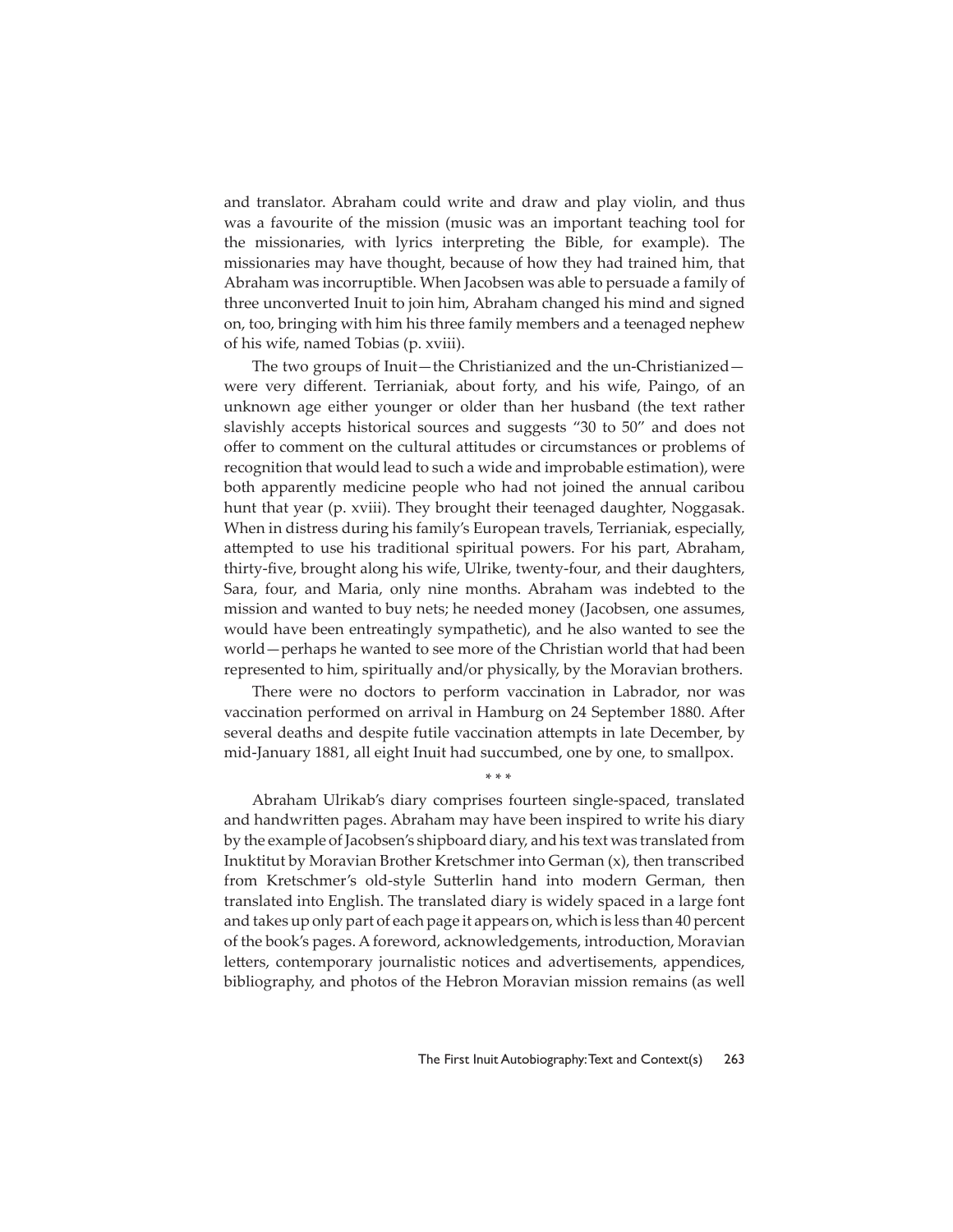and translator. Abraham could write and draw and play violin, and thus was a favourite of the mission (music was an important teaching tool for the missionaries, with lyrics interpreting the Bible, for example). The missionaries may have thought, because of how they had trained him, that Abraham was incorruptible. When Jacobsen was able to persuade a family of three unconverted Inuit to join him, Abraham changed his mind and signed on, too, bringing with him his three family members and a teenaged nephew of his wife, named Tobias (p. xviii).

The two groups of Inuit—the Christianized and the un-Christianized—were very different. Terrianiak, about forty, and his wife, Paingo, of an unknown age either younger or older than her husband (the text rather slavishly accepts historical sources and suggests "30 to 50" and does not offer to comment on the cultural attitudes or circumstances or problems of recognition that would lead to such a wide and improbable estimation), were both apparently medicine people who had not joined the annual caribou hunt that year (p. xviii). They brought their teenaged daughter, Noggasak. When in distress during his family's European travels, Terrianiak, especially, attempted to use his traditional spiritual powers. For his part, Abraham, thirty-five, brought along his wife, Ulrike, twenty-four, and their daughters, Sara, four, and Maria, only nine months. Abraham was indebted to the mission and wanted to buy nets; he needed money (Jacobsen, one assumes, would have been entreatingly sympathetic), and he also wanted to see the world—perhaps he wanted to see more of the Christian world that had been represented to him, spiritually and/or physically, by the Moravian brothers.

There were no doctors to perform vaccination in Labrador, nor was vaccination performed on arrival in Hamburg on 24 September 1880. After several deaths and despite futile vaccination attempts in late December, by mid-January 1881, all eight Inuit had succumbed, one by one, to smallpox.

\* \* \*

Abraham Ulrikab's diary comprises fourteen single-spaced, translated and handwritten pages. Abraham may have been inspired to write his diary by the example of Jacobsen's shipboard diary, and his text was translated from Inuktitut by Moravian Brother Kretschmer into German (x), then transcribed from Kretschmer's old-style Sutterlin hand into modern German, then translated into English. The translated diary is widely spaced in a large font and takes up only part of each page it appears on, which is less than 40 percent of the book's pages. A foreword, acknowledgements, introduction, Moravian letters, contemporary journalistic notices and advertisements, appendices, bibliography, and photos of the Hebron Moravian mission remains (as well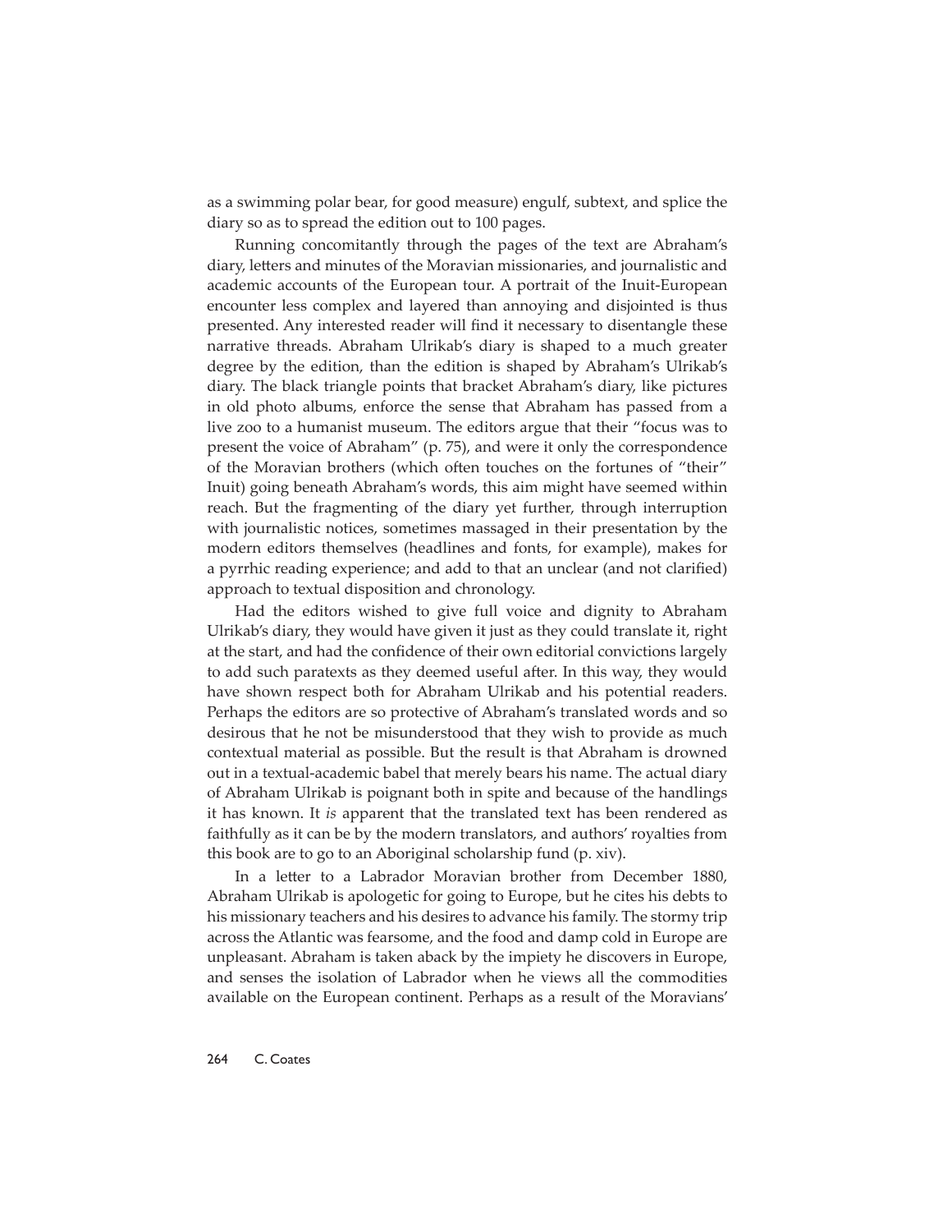as a swimming polar bear, for good measure) engulf, subtext, and splice the diary so as to spread the edition out to 100 pages.

Running concomitantly through the pages of the text are Abraham's diary, letters and minutes of the Moravian missionaries, and journalistic and academic accounts of the European tour. A portrait of the Inuit-European encounter less complex and layered than annoying and disjointed is thus presented. Any interested reader will find it necessary to disentangle these narrative threads. Abraham Ulrikab's diary is shaped to a much greater degree by the edition, than the edition is shaped by Abraham's Ulrikab's diary. The black triangle points that bracket Abraham's diary, like pictures in old photo albums, enforce the sense that Abraham has passed from a live zoo to a humanist museum. The editors argue that their "focus was to present the voice of Abraham" (p. 75), and were it only the correspondence of the Moravian brothers (which often touches on the fortunes of "their" Inuit) going beneath Abraham's words, this aim might have seemed within reach. But the fragmenting of the diary yet further, through interruption with journalistic notices, sometimes massaged in their presentation by the modern editors themselves (headlines and fonts, for example), makes for a pyrrhic reading experience; and add to that an unclear (and not clarified) approach to textual disposition and chronology.

Had the editors wished to give full voice and dignity to Abraham Ulrikab's diary, they would have given it just as they could translate it, right at the start, and had the confidence of their own editorial convictions largely to add such paratexts as they deemed useful after. In this way, they would have shown respect both for Abraham Ulrikab and his potential readers. Perhaps the editors are so protective of Abraham's translated words and so desirous that he not be misunderstood that they wish to provide as much contextual material as possible. But the result is that Abraham is drowned out in a textual-academic babel that merely bears his name. The actual diary of Abraham Ulrikab is poignant both in spite and because of the handlings it has known. It *is* apparent that the translated text has been rendered as faithfully as it can be by the modern translators, and authors' royalties from this book are to go to an Aboriginal scholarship fund (p. xiv).

In a letter to a Labrador Moravian brother from December 1880, Abraham Ulrikab is apologetic for going to Europe, but he cites his debts to his missionary teachers and his desires to advance his family. The stormy trip across the Atlantic was fearsome, and the food and damp cold in Europe are unpleasant. Abraham is taken aback by the impiety he discovers in Europe, and senses the isolation of Labrador when he views all the commodities available on the European continent. Perhaps as a result of the Moravians'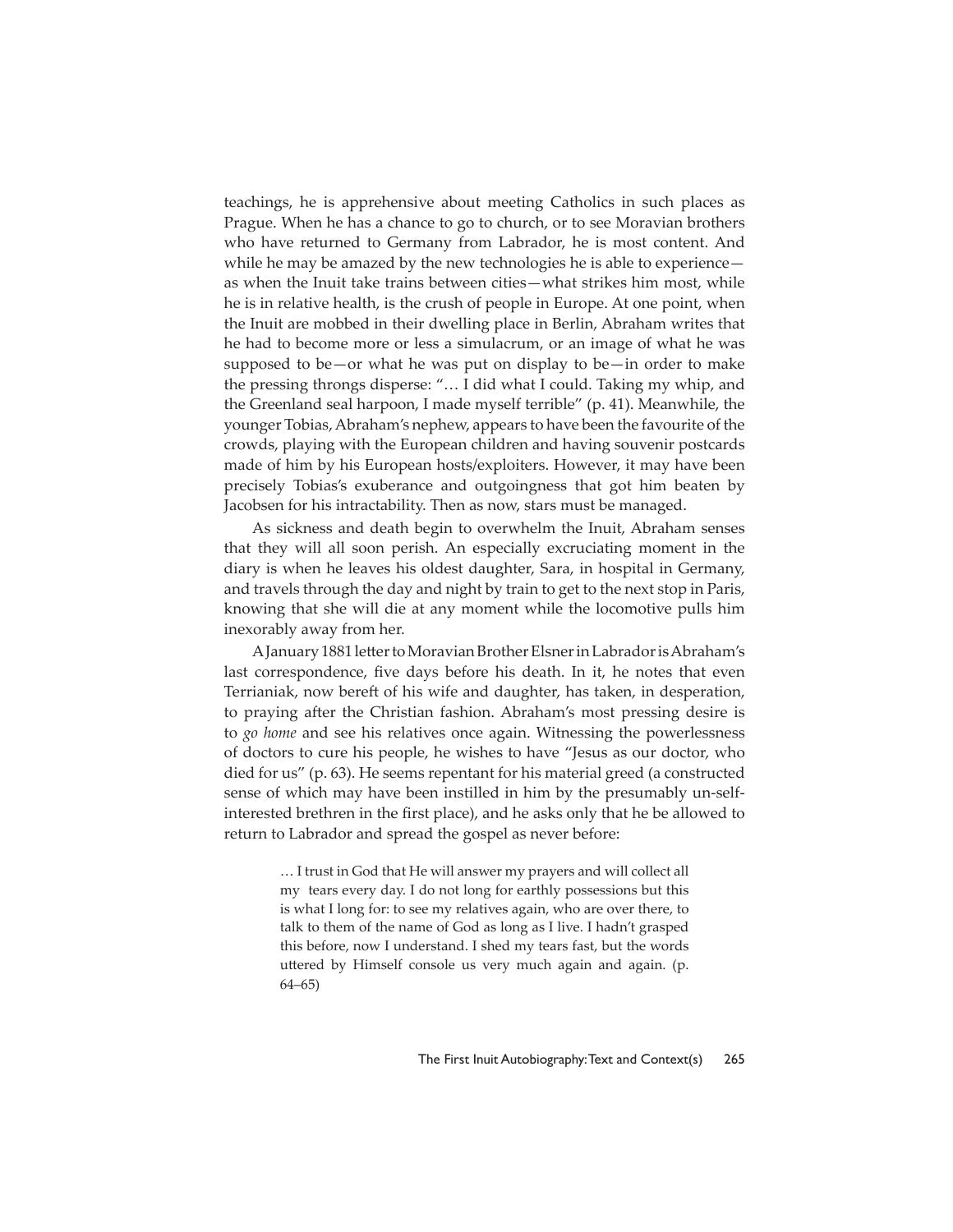teachings, he is apprehensive about meeting Catholics in such places as Prague. When he has a chance to go to church, or to see Moravian brothers who have returned to Germany from Labrador, he is most content. And while he may be amazed by the new technologies he is able to experience—as when the Inuit take trains between cities—what strikes him most, while he is in relative health, is the crush of people in Europe. At one point, when the Inuit are mobbed in their dwelling place in Berlin, Abraham writes that he had to become more or less a simulacrum, or an image of what he was supposed to be—or what he was put on display to be—in order to make the pressing throngs disperse: "… I did what I could. Taking my whip, and the Greenland seal harpoon, I made myself terrible" (p. 41). Meanwhile, the younger Tobias, Abraham's nephew, appears to have been the favourite of the crowds, playing with the European children and having souvenir postcards made of him by his European hosts/exploiters. However, it may have been precisely Tobias's exuberance and outgoingness that got him beaten by Jacobsen for his intractability. Then as now, stars must be managed.

As sickness and death begin to overwhelm the Inuit, Abraham senses that they will all soon perish. An especially excruciating moment in the diary is when he leaves his oldest daughter, Sara, in hospital in Germany, and travels through the day and night by train to get to the next stop in Paris, knowing that she will die at any moment while the locomotive pulls him inexorably away from her.

A January 1881 letter to Moravian Brother Elsner in Labrador is Abraham's last correspondence, five days before his death. In it, he notes that even Terrianiak, now bereft of his wife and daughter, has taken, in desperation, to praying after the Christian fashion. Abraham's most pressing desire is to *go home* and see his relatives once again. Witnessing the powerlessness of doctors to cure his people, he wishes to have "Jesus as our doctor, who died for us" (p. 63). He seems repentant for his material greed (a constructed sense of which may have been instilled in him by the presumably un-self-interested brethren in the first place), and he asks only that he be allowed to return to Labrador and spread the gospel as never before:

> … I trust in God that He will answer my prayers and will collect all my tears every day. I do not long for earthly possessions but this is what I long for: to see my relatives again, who are over there, to talk to them of the name of God as long as I live. I hadn't grasped this before, now I understand. I shed my tears fast, but the words uttered by Himself console us very much again and again. (p. 64–65)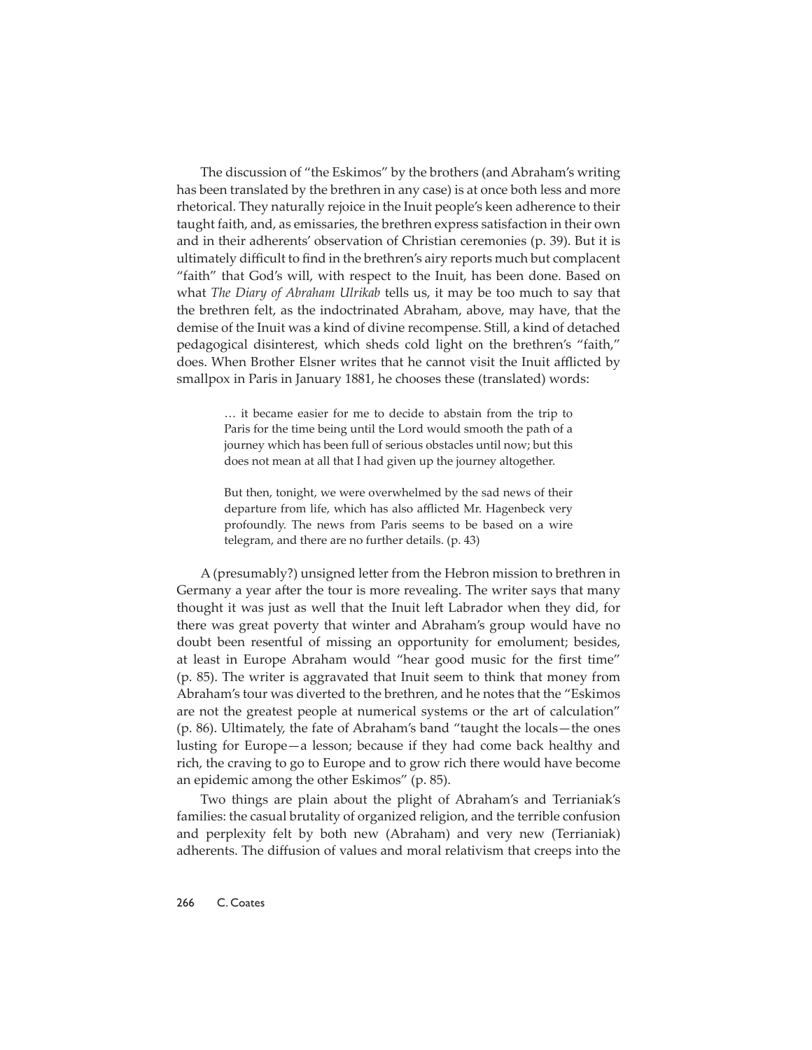The discussion of "the Eskimos" by the brothers (and Abraham's writing has been translated by the brethren in any case) is at once both less and more rhetorical. They naturally rejoice in the Inuit people's keen adherence to their taught faith, and, as emissaries, the brethren express satisfaction in their own and in their adherents' observation of Christian ceremonies (p. 39). But it is ultimately difficult to find in the brethren's airy reports much but complacent "faith" that God's will, with respect to the Inuit, has been done. Based on what *The Diary of Abraham Ulrikab* tells us, it may be too much to say that the brethren felt, as the indoctrinated Abraham, above, may have, that the demise of the Inuit was a kind of divine recompense. Still, a kind of detached pedagogical disinterest, which sheds cold light on the brethren's "faith," does. When Brother Elsner writes that he cannot visit the Inuit afflicted by smallpox in Paris in January 1881, he chooses these (translated) words:

> … it became easier for me to decide to abstain from the trip to Paris for the time being until the Lord would smooth the path of a journey which has been full of serious obstacles until now; but this does not mean at all that I had given up the journey altogether.
>
> But then, tonight, we were overwhelmed by the sad news of their departure from life, which has also afflicted Mr. Hagenbeck very profoundly. The news from Paris seems to be based on a wire telegram, and there are no further details. (p. 43)

A (presumably?) unsigned letter from the Hebron mission to brethren in Germany a year after the tour is more revealing. The writer says that many thought it was just as well that the Inuit left Labrador when they did, for there was great poverty that winter and Abraham's group would have no doubt been resentful of missing an opportunity for emolument; besides, at least in Europe Abraham would "hear good music for the first time" (p. 85). The writer is aggravated that Inuit seem to think that money from Abraham's tour was diverted to the brethren, and he notes that the "Eskimos are not the greatest people at numerical systems or the art of calculation" (p. 86). Ultimately, the fate of Abraham's band "taught the locals—the ones lusting for Europe—a lesson; because if they had come back healthy and rich, the craving to go to Europe and to grow rich there would have become an epidemic among the other Eskimos" (p. 85).

Two things are plain about the plight of Abraham's and Terrianiak's families: the casual brutality of organized religion, and the terrible confusion and perplexity felt by both new (Abraham) and very new (Terrianiak) adherents. The diffusion of values and moral relativism that creeps into the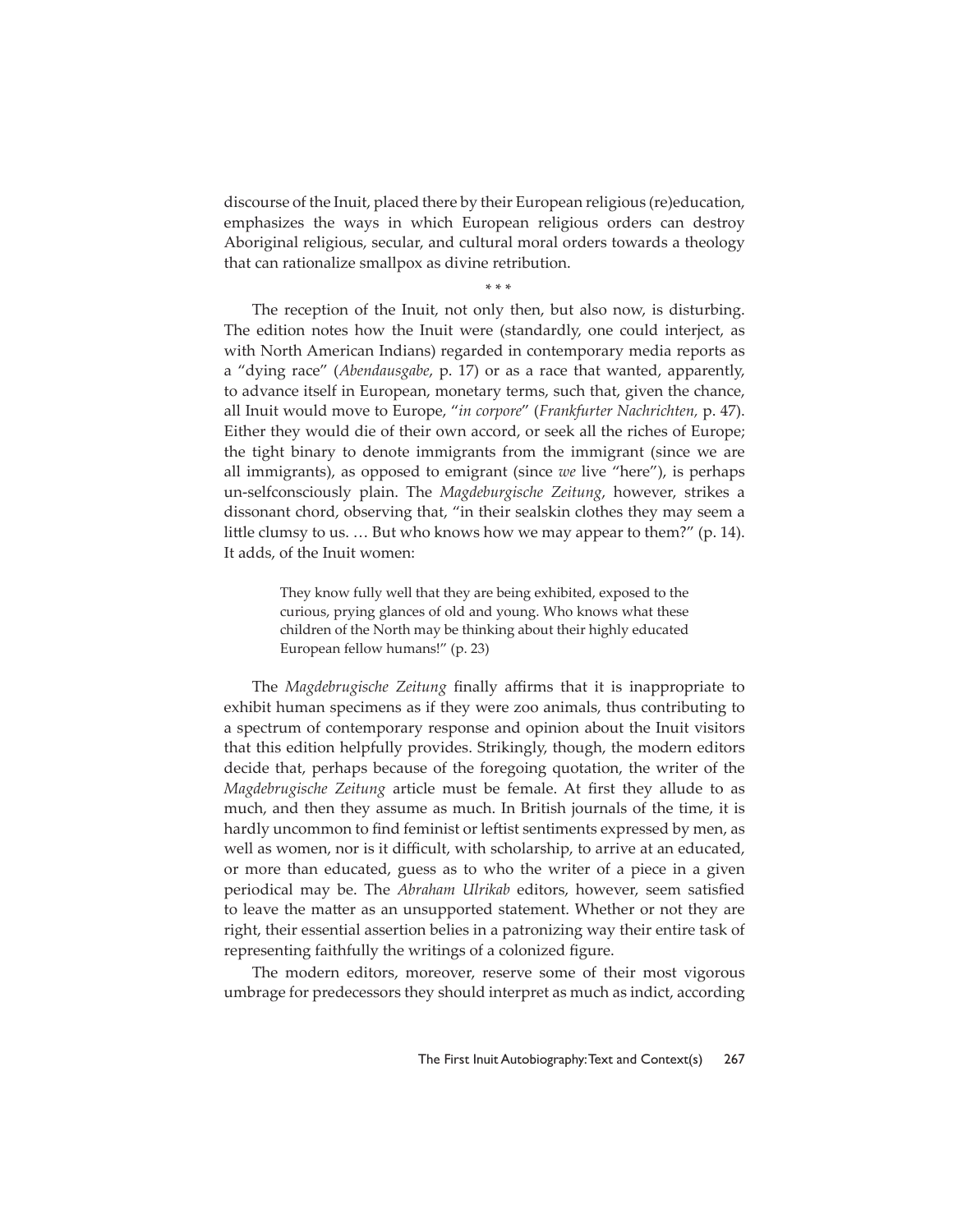discourse of the Inuit, placed there by their European religious (re)education, emphasizes the ways in which European religious orders can destroy Aboriginal religious, secular, and cultural moral orders towards a theology that can rationalize smallpox as divine retribution.

\* \* \*

The reception of the Inuit, not only then, but also now, is disturbing. The edition notes how the Inuit were (standardly, one could interject, as with North American Indians) regarded in contemporary media reports as a "dying race" (*Abendausgabe*, p. 17) or as a race that wanted, apparently, to advance itself in European, monetary terms, such that, given the chance, all Inuit would move to Europe, "*in corpore*" (*Frankfurter Nachrichten*, p. 47). Either they would die of their own accord, or seek all the riches of Europe; the tight binary to denote immigrants from the immigrant (since we are all immigrants), as opposed to emigrant (since *we* live "here"), is perhaps un-selfconsciously plain. The *Magdeburgische Zeitung*, however, strikes a dissonant chord, observing that, "in their sealskin clothes they may seem a little clumsy to us. … But who knows how we may appear to them?" (p. 14). It adds, of the Inuit women:

> They know fully well that they are being exhibited, exposed to the curious, prying glances of old and young. Who knows what these children of the North may be thinking about their highly educated European fellow humans!" (p. 23)

The *Magdebrugische Zeitung* finally affirms that it is inappropriate to exhibit human specimens as if they were zoo animals, thus contributing to a spectrum of contemporary response and opinion about the Inuit visitors that this edition helpfully provides. Strikingly, though, the modern editors decide that, perhaps because of the foregoing quotation, the writer of the *Magdebrugische Zeitung* article must be female. At first they allude to as much, and then they assume as much. In British journals of the time, it is hardly uncommon to find feminist or leftist sentiments expressed by men, as well as women, nor is it difficult, with scholarship, to arrive at an educated, or more than educated, guess as to who the writer of a piece in a given periodical may be. The *Abraham Ulrikab* editors, however, seem satisfied to leave the matter as an unsupported statement. Whether or not they are right, their essential assertion belies in a patronizing way their entire task of representing faithfully the writings of a colonized figure.

The modern editors, moreover, reserve some of their most vigorous umbrage for predecessors they should interpret as much as indict, according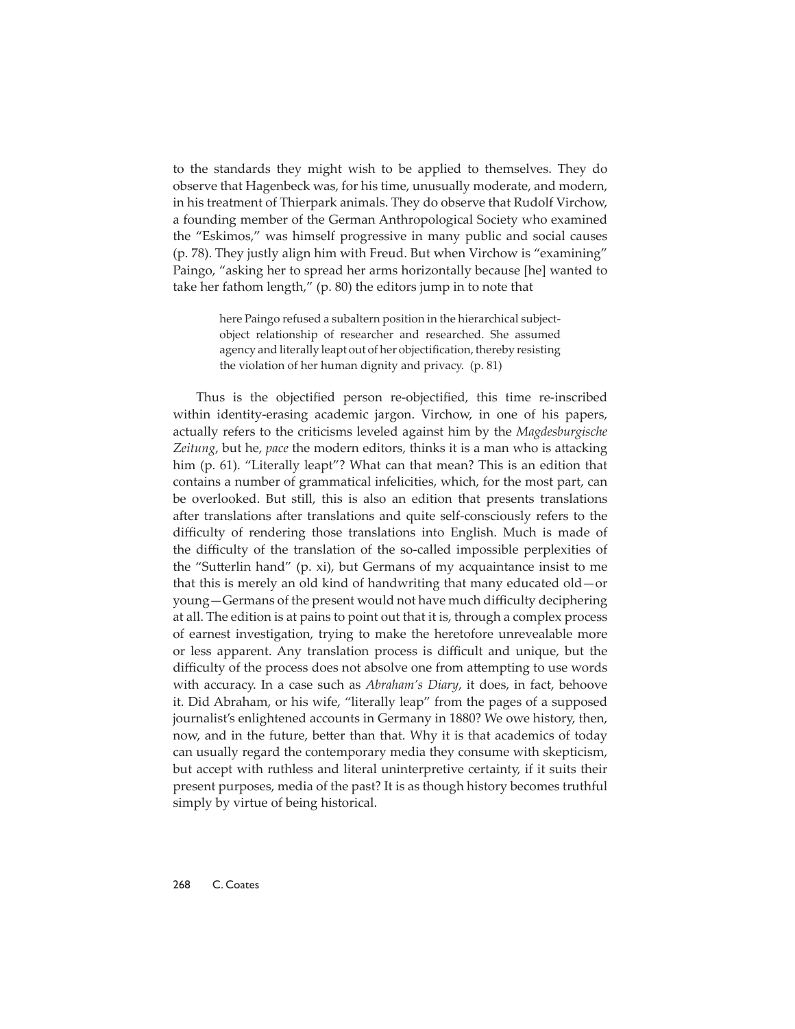to the standards they might wish to be applied to themselves. They do observe that Hagenbeck was, for his time, unusually moderate, and modern, in his treatment of Thierpark animals. They do observe that Rudolf Virchow, a founding member of the German Anthropological Society who examined the "Eskimos," was himself progressive in many public and social causes (p. 78). They justly align him with Freud. But when Virchow is "examining" Paingo, "asking her to spread her arms horizontally because [he] wanted to take her fathom length," (p. 80) the editors jump in to note that

> here Paingo refused a subaltern position in the hierarchical subject-object relationship of researcher and researched. She assumed agency and literally leapt out of her objectification, thereby resisting the violation of her human dignity and privacy. (p. 81)

Thus is the objectified person re-objectified, this time re-inscribed within identity-erasing academic jargon. Virchow, in one of his papers, actually refers to the criticisms leveled against him by the *Magdesburgische Zeitung*, but he, *pace* the modern editors, thinks it is a man who is attacking him (p. 61). "Literally leapt"? What can that mean? This is an edition that contains a number of grammatical infelicities, which, for the most part, can be overlooked. But still, this is also an edition that presents translations after translations after translations and quite self-consciously refers to the difficulty of rendering those translations into English. Much is made of the difficulty of the translation of the so-called impossible perplexities of the "Sutterlin hand" (p. xi), but Germans of my acquaintance insist to me that this is merely an old kind of handwriting that many educated old—or young—Germans of the present would not have much difficulty deciphering at all. The edition is at pains to point out that it is, through a complex process of earnest investigation, trying to make the heretofore unrevealable more or less apparent. Any translation process is difficult and unique, but the difficulty of the process does not absolve one from attempting to use words with accuracy. In a case such as *Abraham's Diary*, it does, in fact, behoove it. Did Abraham, or his wife, "literally leap" from the pages of a supposed journalist's enlightened accounts in Germany in 1880? We owe history, then, now, and in the future, better than that. Why it is that academics of today can usually regard the contemporary media they consume with skepticism, but accept with ruthless and literal uninterpretive certainty, if it suits their present purposes, media of the past? It is as though history becomes truthful simply by virtue of being historical.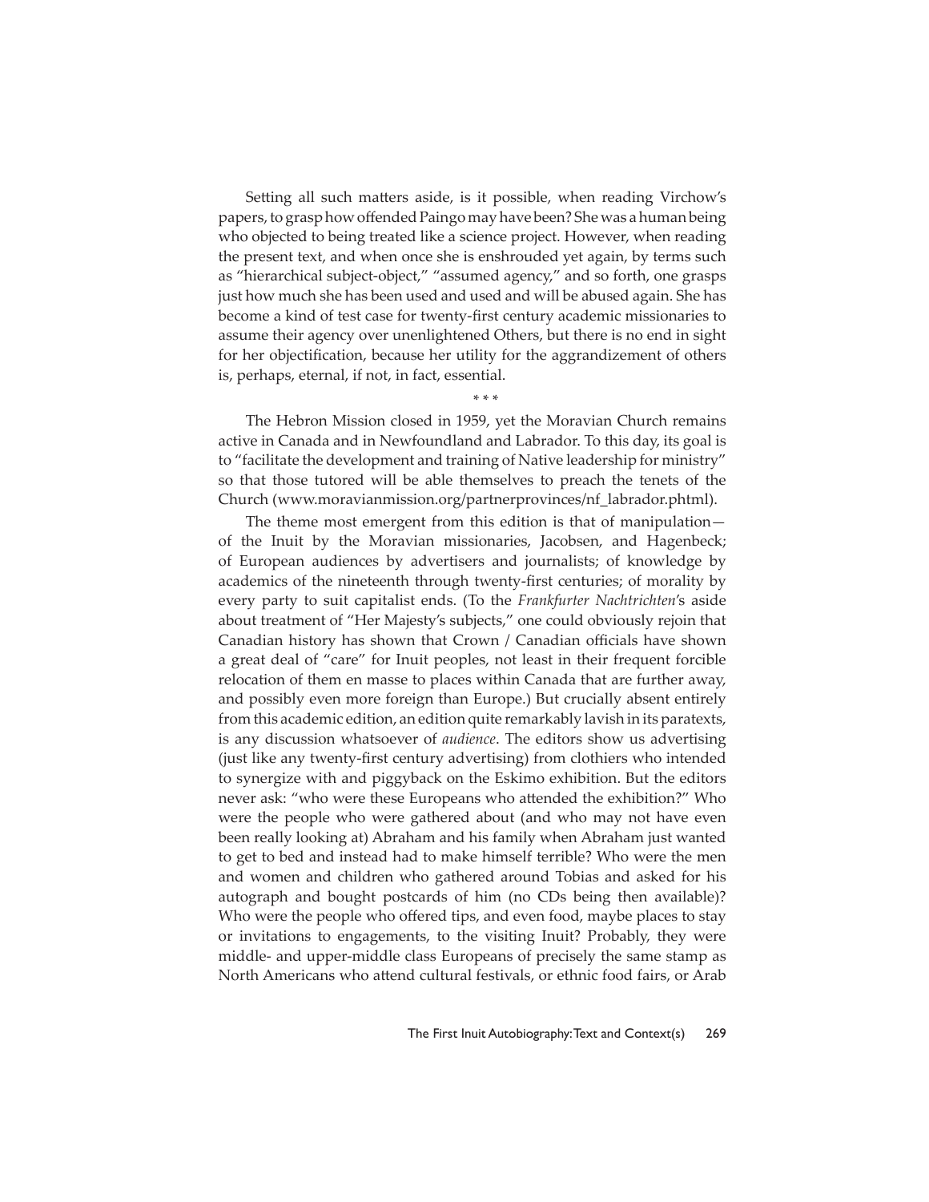Setting all such matters aside, is it possible, when reading Virchow's papers, to grasp how offended Paingo may have been? She was a human being who objected to being treated like a science project. However, when reading the present text, and when once she is enshrouded yet again, by terms such as "hierarchical subject-object," "assumed agency," and so forth, one grasps just how much she has been used and used and will be abused again. She has become a kind of test case for twenty-first century academic missionaries to assume their agency over unenlightened Others, but there is no end in sight for her objectification, because her utility for the aggrandizement of others is, perhaps, eternal, if not, in fact, essential.

\* \* \*

The Hebron Mission closed in 1959, yet the Moravian Church remains active in Canada and in Newfoundland and Labrador. To this day, its goal is to "facilitate the development and training of Native leadership for ministry" so that those tutored will be able themselves to preach the tenets of the Church (www.moravianmission.org/partnerprovinces/nf_labrador.phtml).

The theme most emergent from this edition is that of manipulation—of the Inuit by the Moravian missionaries, Jacobsen, and Hagenbeck; of European audiences by advertisers and journalists; of knowledge by academics of the nineteenth through twenty-first centuries; of morality by every party to suit capitalist ends. (To the *Frankfurter Nachtrichten*'s aside about treatment of "Her Majesty's subjects," one could obviously rejoin that Canadian history has shown that Crown / Canadian officials have shown a great deal of "care" for Inuit peoples, not least in their frequent forcible relocation of them en masse to places within Canada that are further away, and possibly even more foreign than Europe.) But crucially absent entirely from this academic edition, an edition quite remarkably lavish in its paratexts, is any discussion whatsoever of *audience*. The editors show us advertising (just like any twenty-first century advertising) from clothiers who intended to synergize with and piggyback on the Eskimo exhibition. But the editors never ask: "who were these Europeans who attended the exhibition?" Who were the people who were gathered about (and who may not have even been really looking at) Abraham and his family when Abraham just wanted to get to bed and instead had to make himself terrible? Who were the men and women and children who gathered around Tobias and asked for his autograph and bought postcards of him (no CDs being then available)? Who were the people who offered tips, and even food, maybe places to stay or invitations to engagements, to the visiting Inuit? Probably, they were middle- and upper-middle class Europeans of precisely the same stamp as North Americans who attend cultural festivals, or ethnic food fairs, or Arab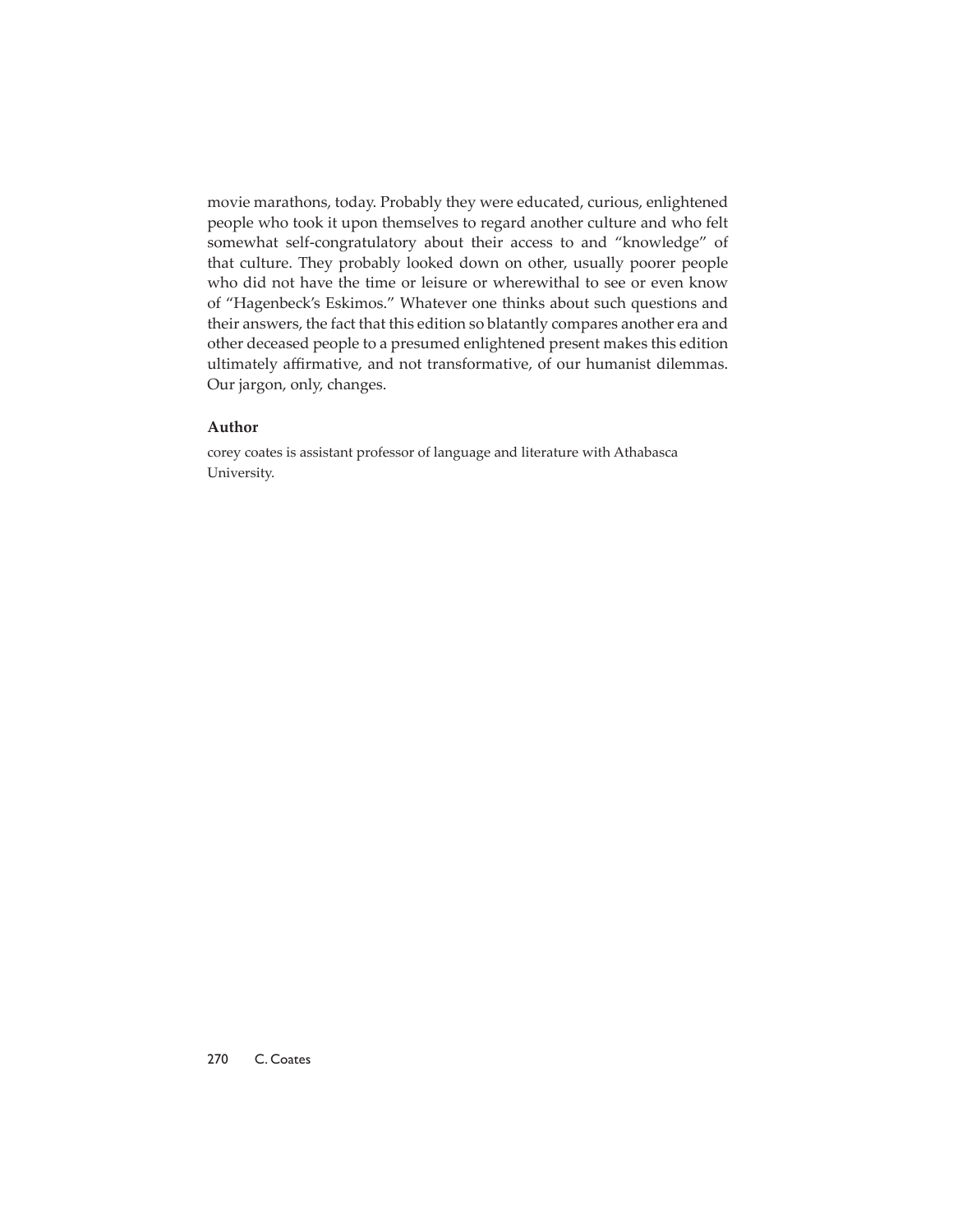movie marathons, today. Probably they were educated, curious, enlightened people who took it upon themselves to regard another culture and who felt somewhat self-congratulatory about their access to and "knowledge" of that culture. They probably looked down on other, usually poorer people who did not have the time or leisure or wherewithal to see or even know of "Hagenbeck's Eskimos." Whatever one thinks about such questions and their answers, the fact that this edition so blatantly compares another era and other deceased people to a presumed enlightened present makes this edition ultimately affirmative, and not transformative, of our humanist dilemmas. Our jargon, only, changes.

**Author**

corey coates is assistant professor of language and literature with Athabasca University.